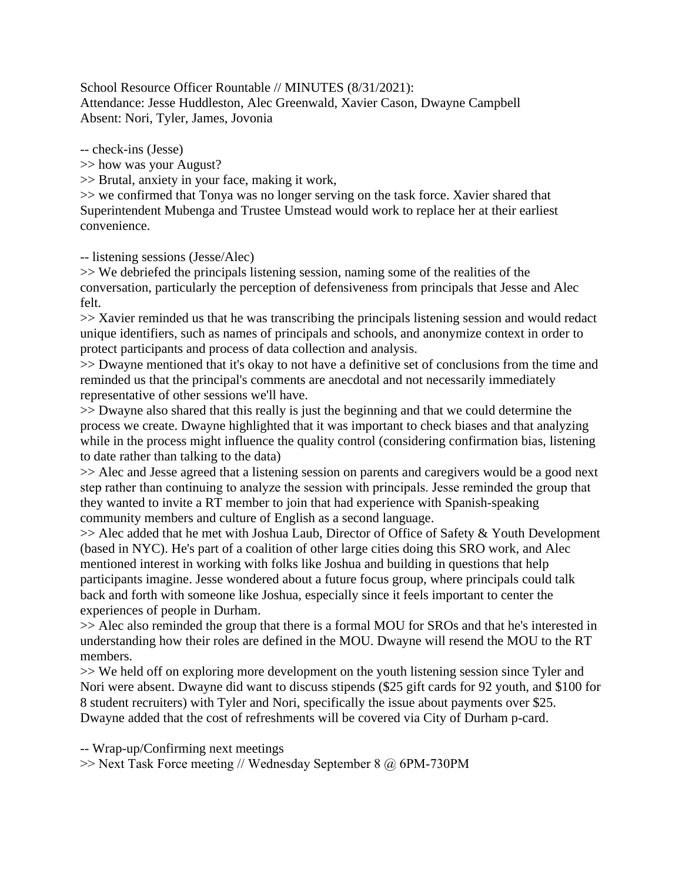School Resource Officer Rountable // MINUTES (8/31/2021):
Attendance: Jesse Huddleston, Alec Greenwald, Xavier Cason, Dwayne Campbell
Absent: Nori, Tyler, James, Jovonia

-- check-ins (Jesse)

>> how was your August?

>> Brutal, anxiety in your face, making it work,

>> we confirmed that Tonya was no longer serving on the task force. Xavier shared that Superintendent Mubenga and Trustee Umstead would work to replace her at their earliest convenience.

-- listening sessions (Jesse/Alec)

>> We debriefed the principals listening session, naming some of the realities of the conversation, particularly the perception of defensiveness from principals that Jesse and Alec felt.

>> Xavier reminded us that he was transcribing the principals listening session and would redact unique identifiers, such as names of principals and schools, and anonymize context in order to protect participants and process of data collection and analysis.

>> Dwayne mentioned that it's okay to not have a definitive set of conclusions from the time and reminded us that the principal's comments are anecdotal and not necessarily immediately representative of other sessions we'll have.

>> Dwayne also shared that this really is just the beginning and that we could determine the process we create. Dwayne highlighted that it was important to check biases and that analyzing while in the process might influence the quality control (considering confirmation bias, listening to date rather than talking to the data)

>> Alec and Jesse agreed that a listening session on parents and caregivers would be a good next step rather than continuing to analyze the session with principals. Jesse reminded the group that they wanted to invite a RT member to join that had experience with Spanish-speaking community members and culture of English as a second language.

>> Alec added that he met with Joshua Laub, Director of Office of Safety & Youth Development (based in NYC). He's part of a coalition of other large cities doing this SRO work, and Alec mentioned interest in working with folks like Joshua and building in questions that help participants imagine. Jesse wondered about a future focus group, where principals could talk back and forth with someone like Joshua, especially since it feels important to center the experiences of people in Durham.

>> Alec also reminded the group that there is a formal MOU for SROs and that he's interested in understanding how their roles are defined in the MOU. Dwayne will resend the MOU to the RT members.

>> We held off on exploring more development on the youth listening session since Tyler and Nori were absent. Dwayne did want to discuss stipends ($25 gift cards for 92 youth, and $100 for 8 student recruiters) with Tyler and Nori, specifically the issue about payments over $25. Dwayne added that the cost of refreshments will be covered via City of Durham p-card.

-- Wrap-up/Confirming next meetings

>> Next Task Force meeting // Wednesday September 8 @ 6PM-730PM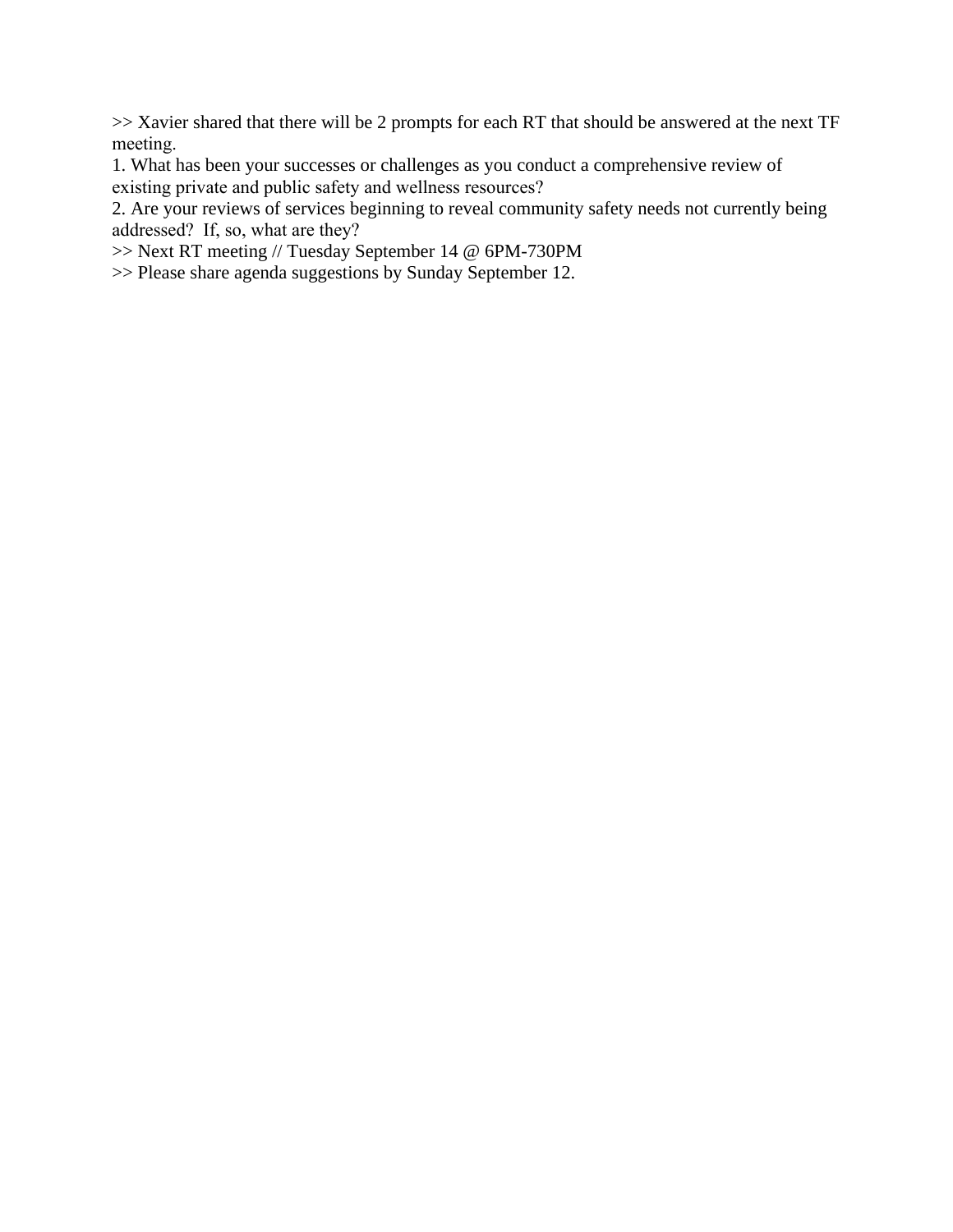>> Xavier shared that there will be 2 prompts for each RT that should be answered at the next TF meeting.

1. What has been your successes or challenges as you conduct a comprehensive review of existing private and public safety and wellness resources?
2. Are your reviews of services beginning to reveal community safety needs not currently being addressed?  If, so, what are they?

>> Next RT meeting // Tuesday September 14 @ 6PM-730PM

>> Please share agenda suggestions by Sunday September 12.